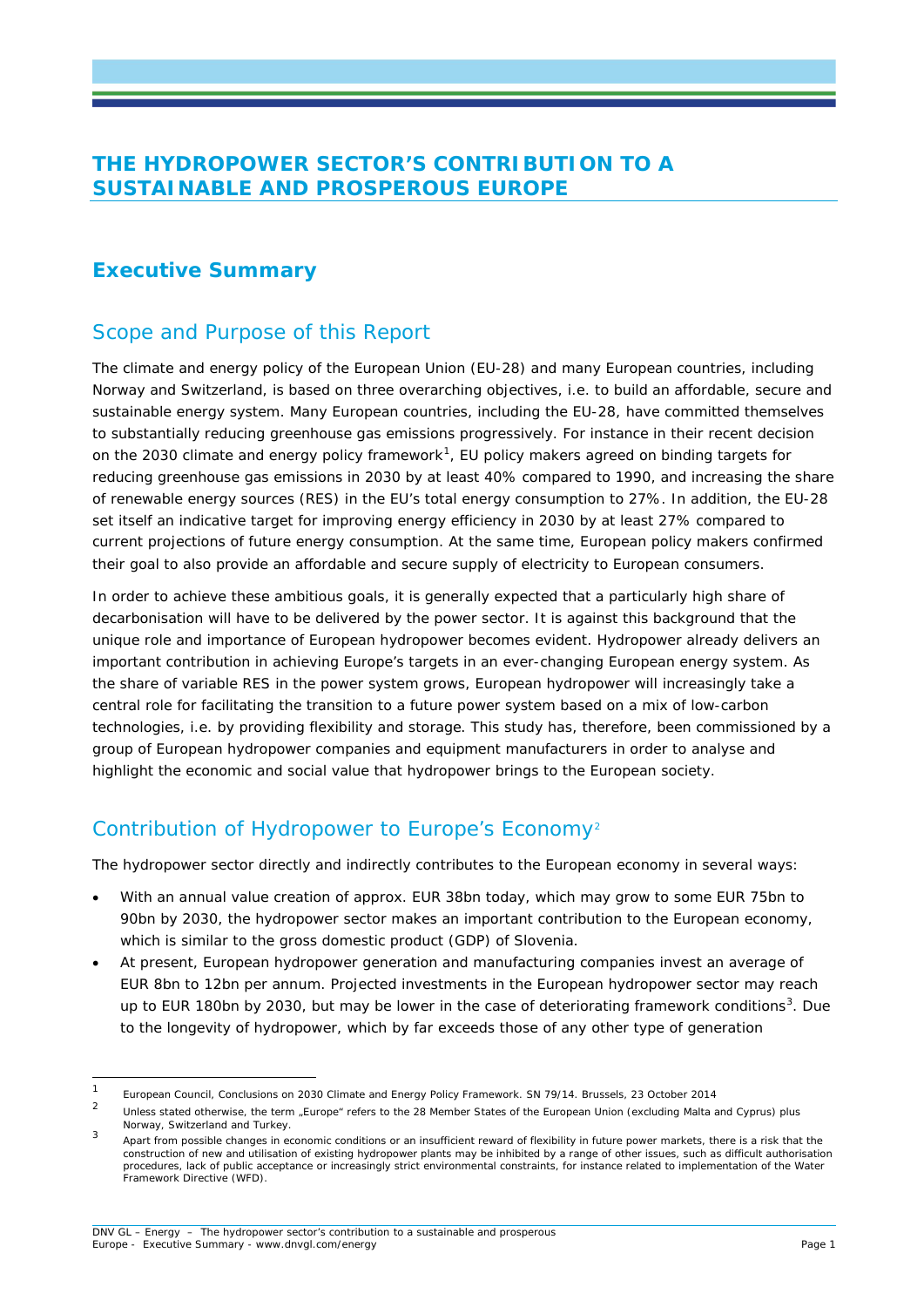# THE HYDROPOWER SECTOR'S CONTRIBUTION TO A SUSTAINABLE AND PROSPEROUS EUROPE

## Executive Summary

### Scope and Purpose of this Report

The climate and energy policy of the European Union (EU-28) and many European countries, including Norway and Switzerland, is based on three overarching objectives, i.e. to build an affordable, secure and sustainable energy system. Many European countries, including the EU-28, have committed themselves to substantially reducing greenhouse gas emissions progressively. For instance in their recent decision on the 2030 climate and energy policy framework[1], EU policy makers agreed on binding targets for reducing greenhouse gas emissions in 2030 by at least 40% compared to 1990, and increasing the share of renewable energy sources (RES) in the EU's total energy consumption to 27%. In addition, the EU-28 set itself an indicative target for improving energy efficiency in 2030 by at least 27% compared to current projections of future energy consumption. At the same time, European policy makers confirmed their goal to also provide an affordable and secure supply of electricity to European consumers.

In order to achieve these ambitious goals, it is generally expected that a particularly high share of decarbonisation will have to be delivered by the power sector. It is against this background that the unique role and importance of European hydropower becomes evident. Hydropower already delivers an important contribution in achieving Europe's targets in an ever-changing European energy system. As the share of variable RES in the power system grows, European hydropower will increasingly take a central role for facilitating the transition to a future power system based on a mix of low-carbon technologies, i.e. by providing flexibility and storage. This study has, therefore, been commissioned by a group of European hydropower companies and equipment manufacturers in order to analyse and highlight the economic and social value that hydropower brings to the European society.

### Contribution of Hydropower to Europe's Economy[2]

The hydropower sector directly and indirectly contributes to the European economy in several ways:

- With an annual value creation of approx. EUR 38bn today, which may grow to some EUR 75bn to 90bn by 2030, the hydropower sector makes an important contribution to the European economy, which is similar to the gross domestic product (GDP) of Slovenia.
- At present, European hydropower generation and manufacturing companies invest an average of EUR 8bn to 12bn per annum. Projected investments in the European hydropower sector may reach up to EUR 180bn by 2030, but may be lower in the case of deteriorating framework conditions[3]. Due to the longevity of hydropower, which by far exceeds those of any other type of generation

---

[1] European Council, Conclusions on 2030 Climate and Energy Policy Framework. SN 79/14. Brussels, 23 October 2014

[2] Unless stated otherwise, the term „Europe" refers to the 28 Member States of the European Union (excluding Malta and Cyprus) plus Norway, Switzerland and Turkey.

[3] Apart from possible changes in economic conditions or an insufficient reward of flexibility in future power markets, there is a risk that the construction of new and utilisation of existing hydropower plants may be inhibited by a range of other issues, such as difficult authorisation procedures, lack of public acceptance or increasingly strict environmental constraints, for instance related to implementation of the Water Framework Directive (WFD).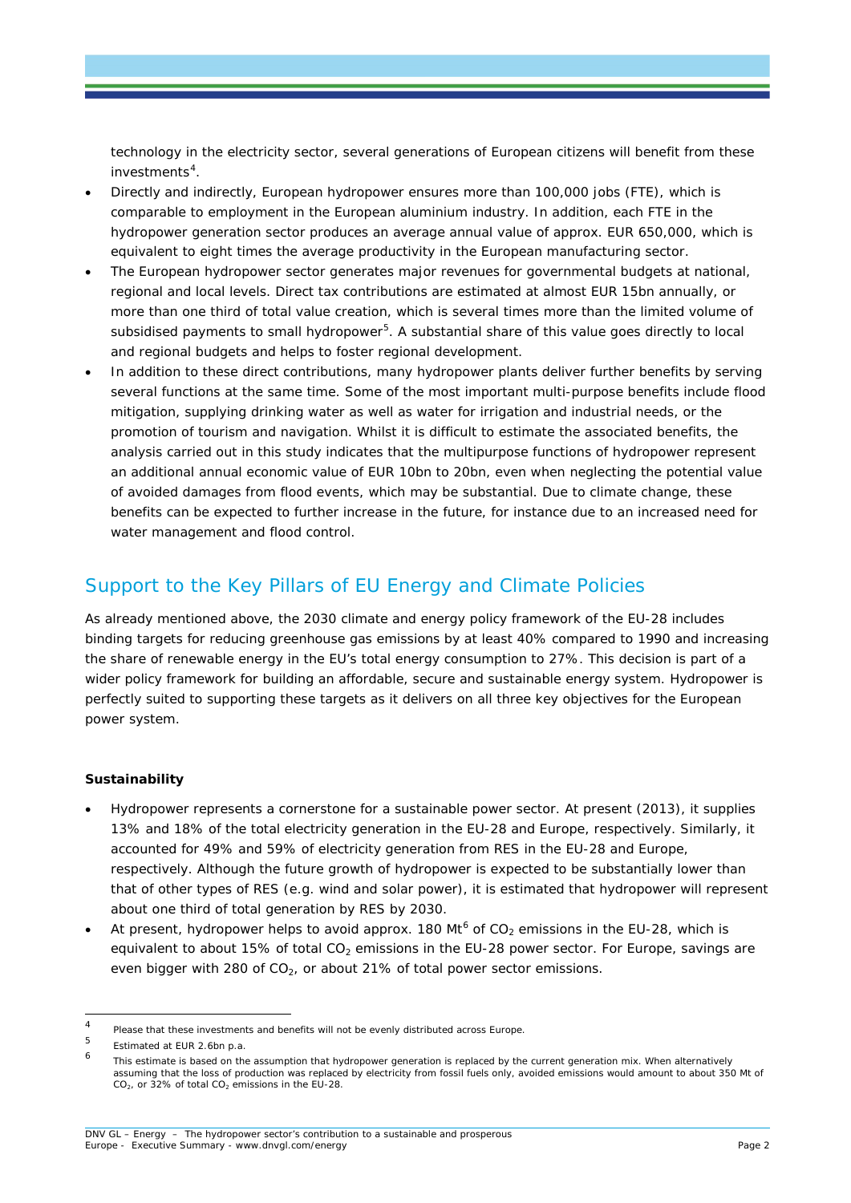technology in the electricity sector, several generations of European citizens will benefit from these investments[4].

- Directly and indirectly, European hydropower ensures more than 100,000 jobs (FTE), which is comparable to employment in the European aluminium industry. In addition, each FTE in the hydropower generation sector produces an average annual value of approx. EUR 650,000, which is equivalent to eight times the average productivity in the European manufacturing sector.
- The European hydropower sector generates major revenues for governmental budgets at national, regional and local levels. Direct tax contributions are estimated at almost EUR 15bn annually, or more than one third of total value creation, which is several times more than the limited volume of subsidised payments to small hydropower[5]. A substantial share of this value goes directly to local and regional budgets and helps to foster regional development.
- In addition to these direct contributions, many hydropower plants deliver further benefits by serving several functions at the same time. Some of the most important multi-purpose benefits include flood mitigation, supplying drinking water as well as water for irrigation and industrial needs, or the promotion of tourism and navigation. Whilst it is difficult to estimate the associated benefits, the analysis carried out in this study indicates that the multipurpose functions of hydropower represent an additional annual economic value of EUR 10bn to 20bn, even when neglecting the potential value of avoided damages from flood events, which may be substantial. Due to climate change, these benefits can be expected to further increase in the future, for instance due to an increased need for water management and flood control.

## Support to the Key Pillars of EU Energy and Climate Policies

As already mentioned above, the 2030 climate and energy policy framework of the EU-28 includes binding targets for reducing greenhouse gas emissions by at least 40% compared to 1990 and increasing the share of renewable energy in the EU's total energy consumption to 27%. This decision is part of a wider policy framework for building an affordable, secure and sustainable energy system. Hydropower is perfectly suited to supporting these targets as it delivers on all three key objectives for the European power system.

**Sustainability**

- Hydropower represents a cornerstone for a sustainable power sector. At present (2013), it supplies 13% and 18% of the total electricity generation in the EU-28 and Europe, respectively. Similarly, it accounted for 49% and 59% of electricity generation from RES in the EU-28 and Europe, respectively. Although the future growth of hydropower is expected to be substantially lower than that of other types of RES (e.g. wind and solar power), it is estimated that hydropower will represent about one third of total generation by RES by 2030.
- At present, hydropower helps to avoid approx. 180 Mt[6] of $CO_2$ emissions in the EU-28, which is equivalent to about 15% of total $CO_2$ emissions in the EU-28 power sector. For Europe, savings are even bigger with 280 of $CO_2$, or about 21% of total power sector emissions.

---

[4] Please that these investments and benefits will not be evenly distributed across Europe.

[5] Estimated at EUR 2.6bn p.a.

[6] This estimate is based on the assumption that hydropower generation is replaced by the current generation mix. When alternatively assuming that the loss of production was replaced by electricity from fossil fuels only, avoided emissions would amount to about 350 Mt of $CO_2$, or 32% of total $CO_2$ emissions in the EU-28.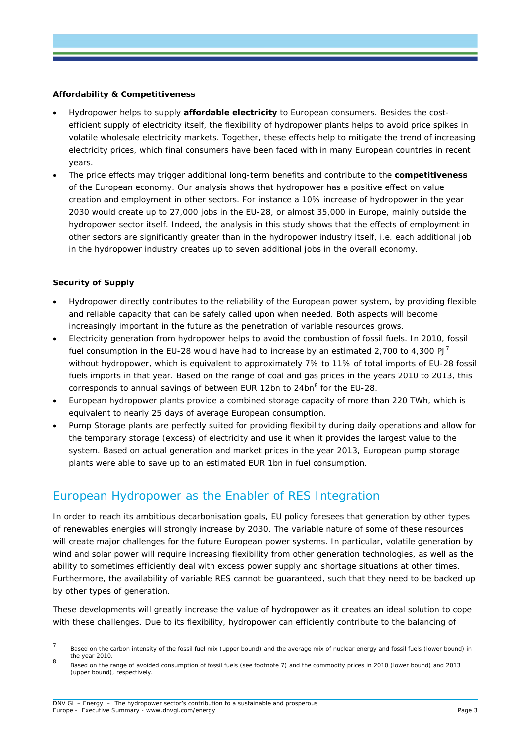**Affordability & Competitiveness**

- Hydropower helps to supply **affordable electricity** to European consumers. Besides the cost-efficient supply of electricity itself, the flexibility of hydropower plants helps to avoid price spikes in volatile wholesale electricity markets. Together, these effects help to mitigate the trend of increasing electricity prices, which final consumers have been faced with in many European countries in recent years.
- The price effects may trigger additional long-term benefits and contribute to the **competitiveness** of the European economy. Our analysis shows that hydropower has a positive effect on value creation and employment in other sectors. For instance a 10% increase of hydropower in the year 2030 would create up to 27,000 jobs in the EU-28, or almost 35,000 in Europe, mainly outside the hydropower sector itself. Indeed, the analysis in this study shows that the effects of employment in other sectors are significantly greater than in the hydropower industry itself, i.e. each additional job in the hydropower industry creates up to seven additional jobs in the overall economy.

**Security of Supply**

- Hydropower directly contributes to the reliability of the European power system, by providing flexible and reliable capacity that can be safely called upon when needed. Both aspects will become increasingly important in the future as the penetration of variable resources grows.
- Electricity generation from hydropower helps to avoid the combustion of fossil fuels. In 2010, fossil fuel consumption in the EU-28 would have had to increase by an estimated 2,700 to 4,300 PJ[7] without hydropower, which is equivalent to approximately 7% to 11% of total imports of EU-28 fossil fuels imports in that year. Based on the range of coal and gas prices in the years 2010 to 2013, this corresponds to annual savings of between EUR 12bn to 24bn[8] for the EU-28.
- European hydropower plants provide a combined storage capacity of more than 220 TWh, which is equivalent to nearly 25 days of average European consumption.
- Pump Storage plants are perfectly suited for providing flexibility during daily operations and allow for the temporary storage (excess) of electricity and use it when it provides the largest value to the system. Based on actual generation and market prices in the year 2013, European pump storage plants were able to save up to an estimated EUR 1bn in fuel consumption.

## European Hydropower as the Enabler of RES Integration

In order to reach its ambitious decarbonisation goals, EU policy foresees that generation by other types of renewables energies will strongly increase by 2030. The variable nature of some of these resources will create major challenges for the future European power systems. In particular, volatile generation by wind and solar power will require increasing flexibility from other generation technologies, as well as the ability to sometimes efficiently deal with excess power supply and shortage situations at other times. Furthermore, the availability of variable RES cannot be guaranteed, such that they need to be backed up by other types of generation.

These developments will greatly increase the value of hydropower as it creates an ideal solution to cope with these challenges. Due to its flexibility, hydropower can efficiently contribute to the balancing of

---

[7] Based on the carbon intensity of the fossil fuel mix (upper bound) and the average mix of nuclear energy and fossil fuels (lower bound) in the year 2010.

[8] Based on the range of avoided consumption of fossil fuels (see footnote 7) and the commodity prices in 2010 (lower bound) and 2013 (upper bound), respectively.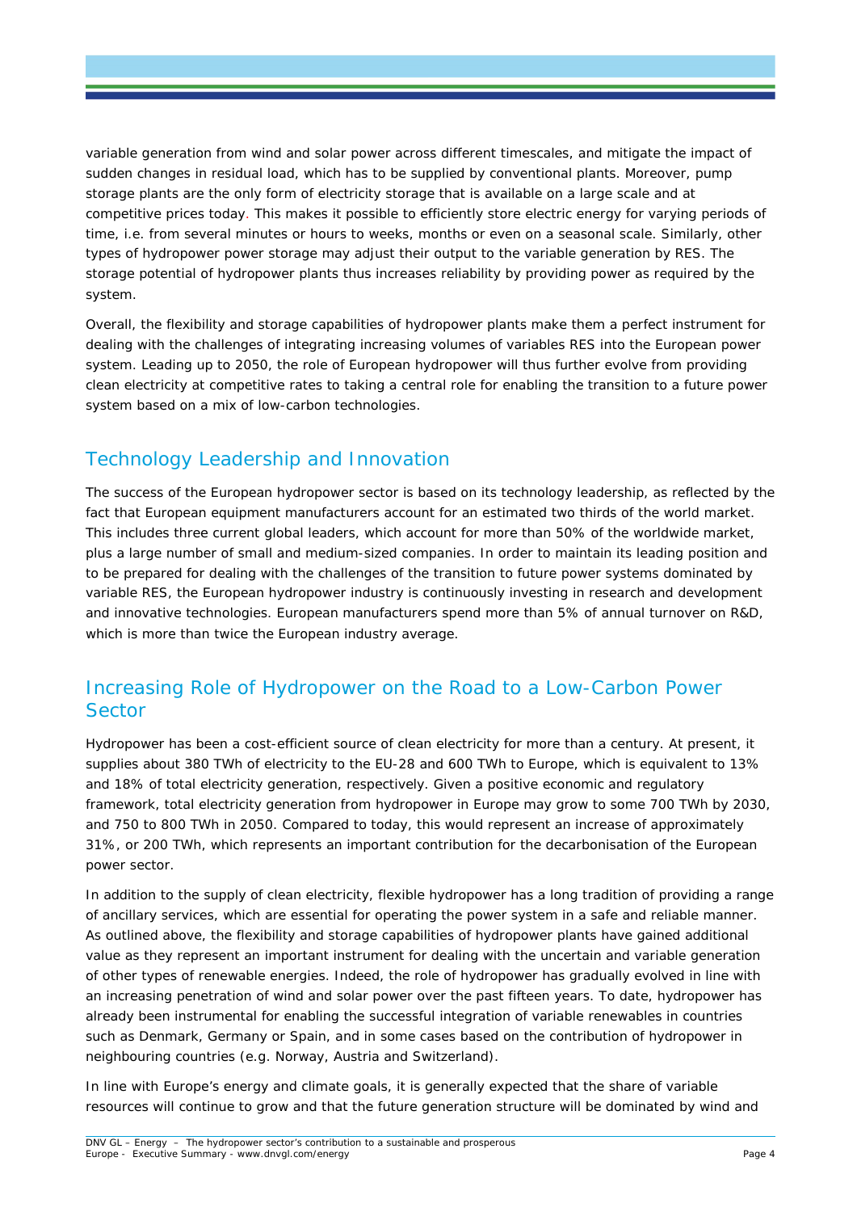variable generation from wind and solar power across different timescales, and mitigate the impact of sudden changes in residual load, which has to be supplied by conventional plants. Moreover, pump storage plants are the only form of electricity storage that is available on a large scale and at competitive prices today. This makes it possible to efficiently store electric energy for varying periods of time, i.e. from several minutes or hours to weeks, months or even on a seasonal scale. Similarly, other types of hydropower power storage may adjust their output to the variable generation by RES. The storage potential of hydropower plants thus increases reliability by providing power as required by the system.

Overall, the flexibility and storage capabilities of hydropower plants make them a perfect instrument for dealing with the challenges of integrating increasing volumes of variables RES into the European power system. Leading up to 2050, the role of European hydropower will thus further evolve from providing clean electricity at competitive rates to taking a central role for enabling the transition to a future power system based on a mix of low-carbon technologies.

## Technology Leadership and Innovation

The success of the European hydropower sector is based on its technology leadership, as reflected by the fact that European equipment manufacturers account for an estimated two thirds of the world market. This includes three current global leaders, which account for more than 50% of the worldwide market, plus a large number of small and medium-sized companies. In order to maintain its leading position and to be prepared for dealing with the challenges of the transition to future power systems dominated by variable RES, the European hydropower industry is continuously investing in research and development and innovative technologies. European manufacturers spend more than 5% of annual turnover on R&D, which is more than twice the European industry average.

## Increasing Role of Hydropower on the Road to a Low-Carbon Power Sector

Hydropower has been a cost-efficient source of clean electricity for more than a century. At present, it supplies about 380 TWh of electricity to the EU-28 and 600 TWh to Europe, which is equivalent to 13% and 18% of total electricity generation, respectively. Given a positive economic and regulatory framework, total electricity generation from hydropower in Europe may grow to some 700 TWh by 2030, and 750 to 800 TWh in 2050. Compared to today, this would represent an increase of approximately 31%, or 200 TWh, which represents an important contribution for the decarbonisation of the European power sector.

In addition to the supply of clean electricity, flexible hydropower has a long tradition of providing a range of ancillary services, which are essential for operating the power system in a safe and reliable manner. As outlined above, the flexibility and storage capabilities of hydropower plants have gained additional value as they represent an important instrument for dealing with the uncertain and variable generation of other types of renewable energies. Indeed, the role of hydropower has gradually evolved in line with an increasing penetration of wind and solar power over the past fifteen years. To date, hydropower has already been instrumental for enabling the successful integration of variable renewables in countries such as Denmark, Germany or Spain, and in some cases based on the contribution of hydropower in neighbouring countries (e.g. Norway, Austria and Switzerland).

In line with Europe's energy and climate goals, it is generally expected that the share of variable resources will continue to grow and that the future generation structure will be dominated by wind and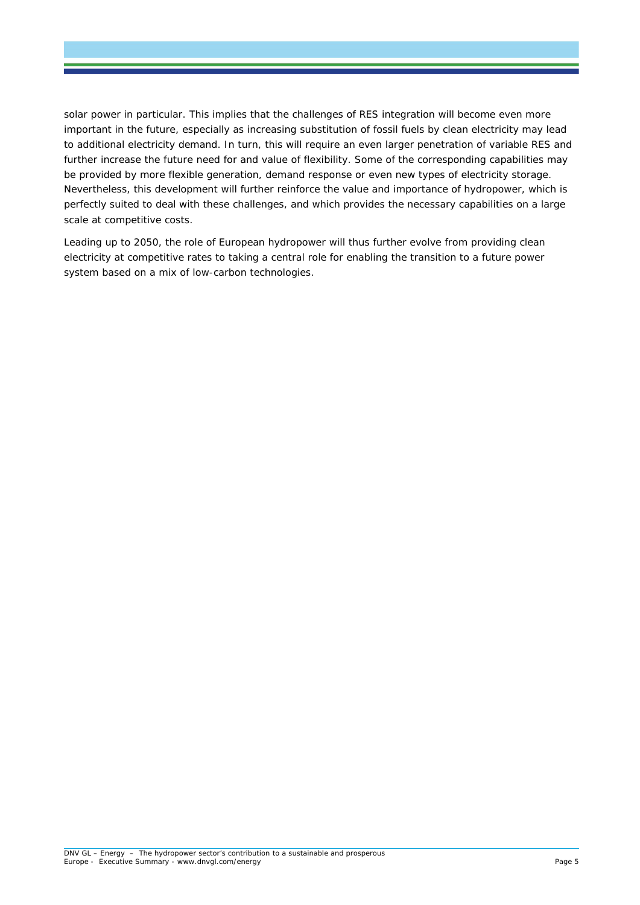solar power in particular. This implies that the challenges of RES integration will become even more important in the future, especially as increasing substitution of fossil fuels by clean electricity may lead to additional electricity demand. In turn, this will require an even larger penetration of variable RES and further increase the future need for and value of flexibility. Some of the corresponding capabilities may be provided by more flexible generation, demand response or even new types of electricity storage. Nevertheless, this development will further reinforce the value and importance of hydropower, which is perfectly suited to deal with these challenges, and which provides the necessary capabilities on a large scale at competitive costs.

Leading up to 2050, the role of European hydropower will thus further evolve from providing clean electricity at competitive rates to taking a central role for enabling the transition to a future power system based on a mix of low-carbon technologies.